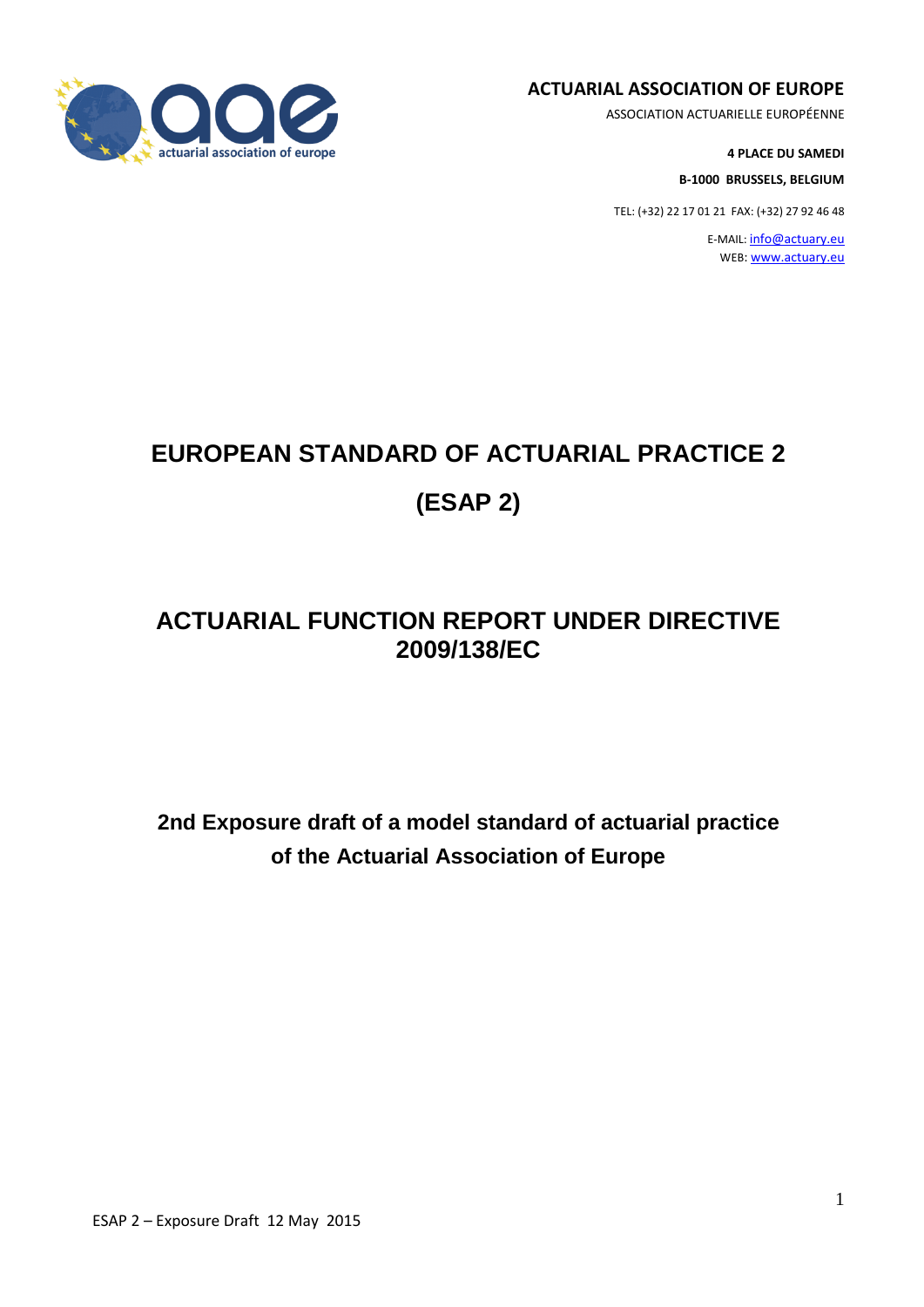**ACTUARIAL ASSOCIATION OF EUROPE**

ASSOCIATION ACTUARIELLE EUROPÉENNE

**4 PLACE DU SAMEDI**

**B-1000 BRUSSELS, BELGIUM**

TEL: (+32) 22 17 01 21 FAX: (+32) 27 92 46 48

E-MAIL: info@actuary.eu

WEB: www.actuary.eu

# EUROPEAN STANDARD OF ACTUARIAL PRACTICE 2

# (ESAP 2)

## ACTUARIAL FUNCTION REPORT UNDER DIRECTIVE 2009/138/EC

### 2nd Exposure draft of a model standard of actuarial practice of the Actuarial Association of Europe

ESAP 2 – Exposure Draft 12 May 2015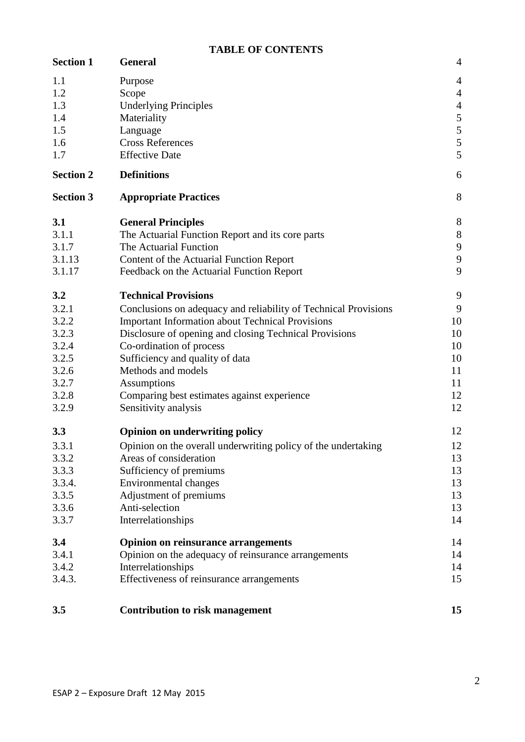**TABLE OF CONTENTS**

| | | |
|---|---|---|
| **Section 1** | **General** | 4 |
| 1.1 | Purpose | 4 |
| 1.2 | Scope | 4 |
| 1.3 | Underlying Principles | 4 |
| 1.4 | Materiality | 5 |
| 1.5 | Language | 5 |
| 1.6 | Cross References | 5 |
| 1.7 | Effective Date | 5 |
| **Section 2** | **Definitions** | 6 |
| **Section 3** | **Appropriate Practices** | 8 |
| **3.1** | **General Principles** | 8 |
| 3.1.1 | The Actuarial Function Report and its core parts | 8 |
| 3.1.7 | The Actuarial Function | 9 |
| 3.1.13 | Content of the Actuarial Function Report | 9 |
| 3.1.17 | Feedback on the Actuarial Function Report | 9 |
| **3.2** | **Technical Provisions** | 9 |
| 3.2.1 | Conclusions on adequacy and reliability of Technical Provisions | 9 |
| 3.2.2 | Important Information about Technical Provisions | 10 |
| 3.2.3 | Disclosure of opening and closing Technical Provisions | 10 |
| 3.2.4 | Co-ordination of process | 10 |
| 3.2.5 | Sufficiency and quality of data | 10 |
| 3.2.6 | Methods and models | 11 |
| 3.2.7 | Assumptions | 11 |
| 3.2.8 | Comparing best estimates against experience | 12 |
| 3.2.9 | Sensitivity analysis | 12 |
| **3.3** | **Opinion on underwriting policy** | 12 |
| 3.3.1 | Opinion on the overall underwriting policy of the undertaking | 12 |
| 3.3.2 | Areas of consideration | 13 |
| 3.3.3 | Sufficiency of premiums | 13 |
| 3.3.4. | Environmental changes | 13 |
| 3.3.5 | Adjustment of premiums | 13 |
| 3.3.6 | Anti-selection | 13 |
| 3.3.7 | Interrelationships | 14 |
| **3.4** | **Opinion on reinsurance arrangements** | 14 |
| 3.4.1 | Opinion on the adequacy of reinsurance arrangements | 14 |
| 3.4.2 | Interrelationships | 14 |
| 3.4.3. | Effectiveness of reinsurance arrangements | 15 |
| **3.5** | **Contribution to risk management** | **15** |

ESAP 2 – Exposure Draft 12 May 2015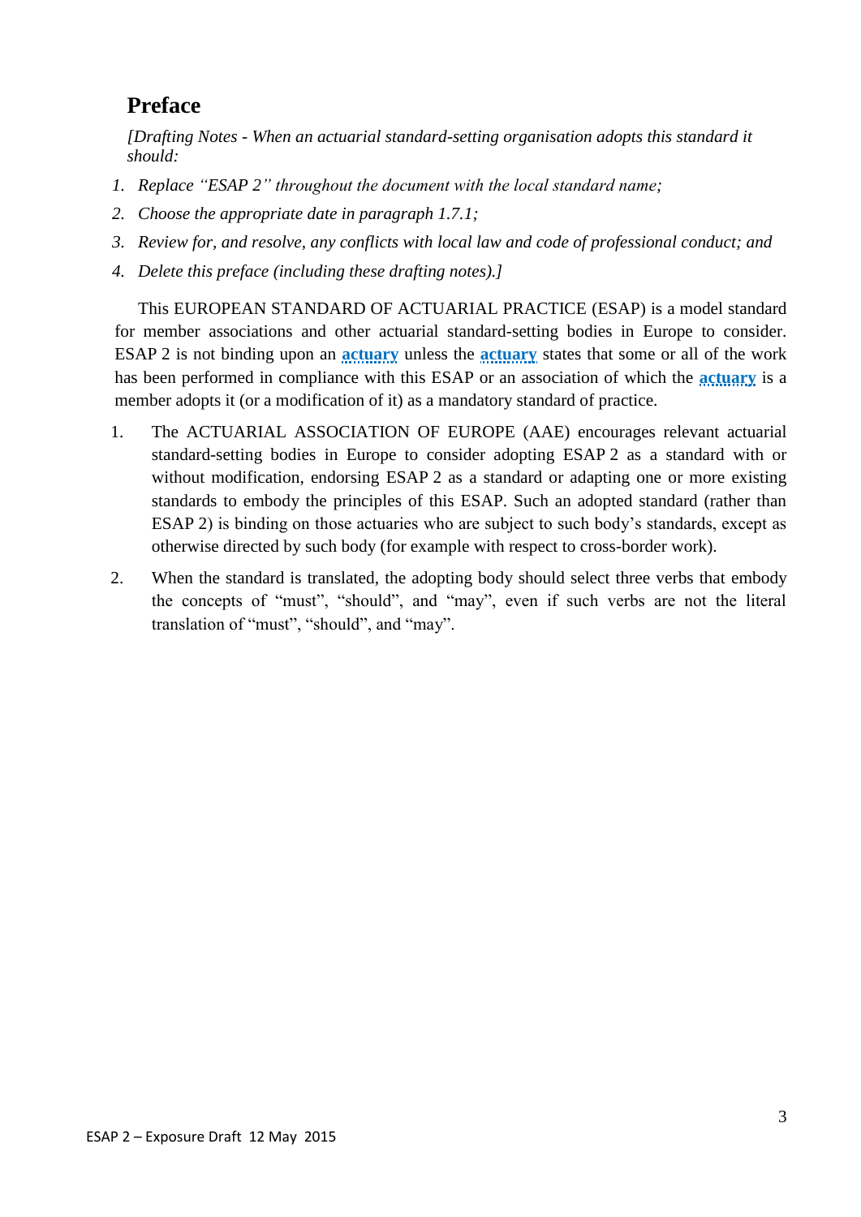# Preface

*[Drafting Notes - When an actuarial standard-setting organisation adopts this standard it should:*

1. *Replace "ESAP 2" throughout the document with the local standard name;*
2. *Choose the appropriate date in paragraph 1.7.1;*
3. *Review for, and resolve, any conflicts with local law and code of professional conduct; and*
4. *Delete this preface (including these drafting notes).]*

This EUROPEAN STANDARD OF ACTUARIAL PRACTICE (ESAP) is a model standard for member associations and other actuarial standard-setting bodies in Europe to consider. ESAP 2 is not binding upon an **actuary** unless the **actuary** states that some or all of the work has been performed in compliance with this ESAP or an association of which the **actuary** is a member adopts it (or a modification of it) as a mandatory standard of practice.

1. The ACTUARIAL ASSOCIATION OF EUROPE (AAE) encourages relevant actuarial standard-setting bodies in Europe to consider adopting ESAP 2 as a standard with or without modification, endorsing ESAP 2 as a standard or adapting one or more existing standards to embody the principles of this ESAP. Such an adopted standard (rather than ESAP 2) is binding on those actuaries who are subject to such body's standards, except as otherwise directed by such body (for example with respect to cross-border work).

2. When the standard is translated, the adopting body should select three verbs that embody the concepts of "must", "should", and "may", even if such verbs are not the literal translation of "must", "should", and "may".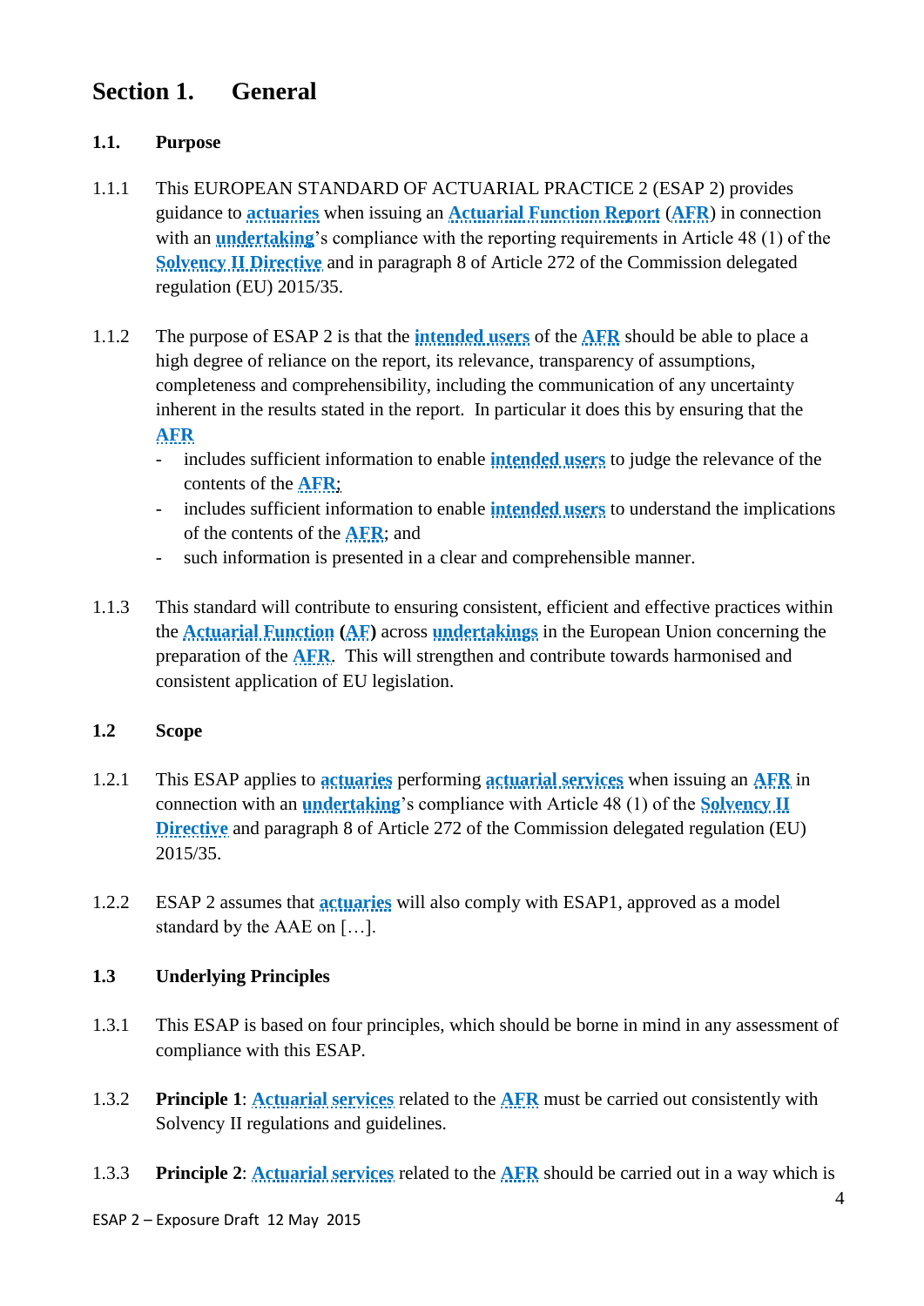# Section 1. General

## 1.1. Purpose

1.1.1 This EUROPEAN STANDARD OF ACTUARIAL PRACTICE 2 (ESAP 2) provides guidance to **actuaries** when issuing an **Actuarial Function Report** (**AFR**) in connection with an **undertaking**'s compliance with the reporting requirements in Article 48 (1) of the **Solvency II Directive** and in paragraph 8 of Article 272 of the Commission delegated regulation (EU) 2015/35.

1.1.2 The purpose of ESAP 2 is that the **intended users** of the **AFR** should be able to place a high degree of reliance on the report, its relevance, transparency of assumptions, completeness and comprehensibility, including the communication of any uncertainty inherent in the results stated in the report. In particular it does this by ensuring that the **AFR**

- includes sufficient information to enable **intended users** to judge the relevance of the contents of the **AFR**;
- includes sufficient information to enable **intended users** to understand the implications of the contents of the **AFR**; and
- such information is presented in a clear and comprehensible manner.

1.1.3 This standard will contribute to ensuring consistent, efficient and effective practices within the **Actuarial Function** (**AF**) across **undertakings** in the European Union concerning the preparation of the **AFR**. This will strengthen and contribute towards harmonised and consistent application of EU legislation.

## 1.2 Scope

1.2.1 This ESAP applies to **actuaries** performing **actuarial services** when issuing an **AFR** in connection with an **undertaking**'s compliance with Article 48 (1) of the **Solvency II Directive** and paragraph 8 of Article 272 of the Commission delegated regulation (EU) 2015/35.

1.2.2 ESAP 2 assumes that **actuaries** will also comply with ESAP1, approved as a model standard by the AAE on […].

## 1.3 Underlying Principles

1.3.1 This ESAP is based on four principles, which should be borne in mind in any assessment of compliance with this ESAP.

1.3.2 **Principle 1**: **Actuarial services** related to the **AFR** must be carried out consistently with Solvency II regulations and guidelines.

1.3.3 **Principle 2**: **Actuarial services** related to the **AFR** should be carried out in a way which is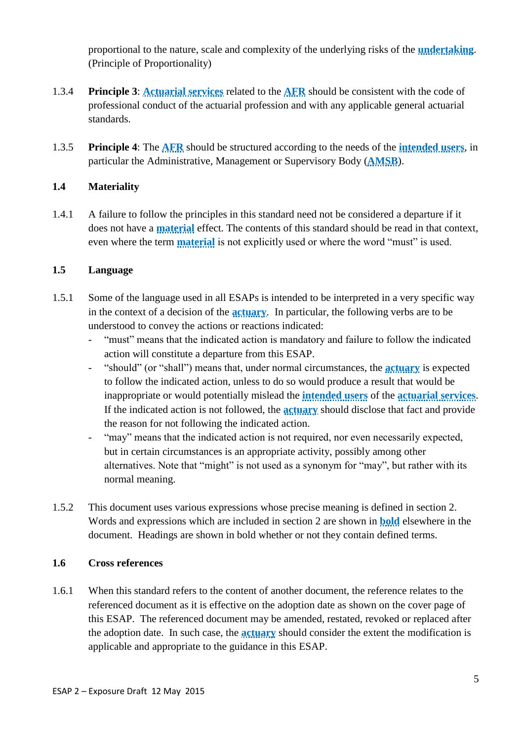proportional to the nature, scale and complexity of the underlying risks of the **undertaking**. (Principle of Proportionality)

1.3.4 **Principle 3**: **Actuarial services** related to the **AFR** should be consistent with the code of professional conduct of the actuarial profession and with any applicable general actuarial standards.

1.3.5 **Principle 4**: The **AFR** should be structured according to the needs of the **intended users**, in particular the Administrative, Management or Supervisory Body (**AMSB**).

## 1.4 Materiality

1.4.1 A failure to follow the principles in this standard need not be considered a departure if it does not have a **material** effect. The contents of this standard should be read in that context, even where the term **material** is not explicitly used or where the word "must" is used.

## 1.5 Language

1.5.1 Some of the language used in all ESAPs is intended to be interpreted in a very specific way in the context of a decision of the **actuary**. In particular, the following verbs are to be understood to convey the actions or reactions indicated:

- "must" means that the indicated action is mandatory and failure to follow the indicated action will constitute a departure from this ESAP.
- "should" (or "shall") means that, under normal circumstances, the **actuary** is expected to follow the indicated action, unless to do so would produce a result that would be inappropriate or would potentially mislead the **intended users** of the **actuarial services**. If the indicated action is not followed, the **actuary** should disclose that fact and provide the reason for not following the indicated action.
- "may" means that the indicated action is not required, nor even necessarily expected, but in certain circumstances is an appropriate activity, possibly among other alternatives. Note that "might" is not used as a synonym for "may", but rather with its normal meaning.

1.5.2 This document uses various expressions whose precise meaning is defined in section 2. Words and expressions which are included in section 2 are shown in **bold** elsewhere in the document. Headings are shown in bold whether or not they contain defined terms.

## 1.6 Cross references

1.6.1 When this standard refers to the content of another document, the reference relates to the referenced document as it is effective on the adoption date as shown on the cover page of this ESAP. The referenced document may be amended, restated, revoked or replaced after the adoption date. In such case, the **actuary** should consider the extent the modification is applicable and appropriate to the guidance in this ESAP.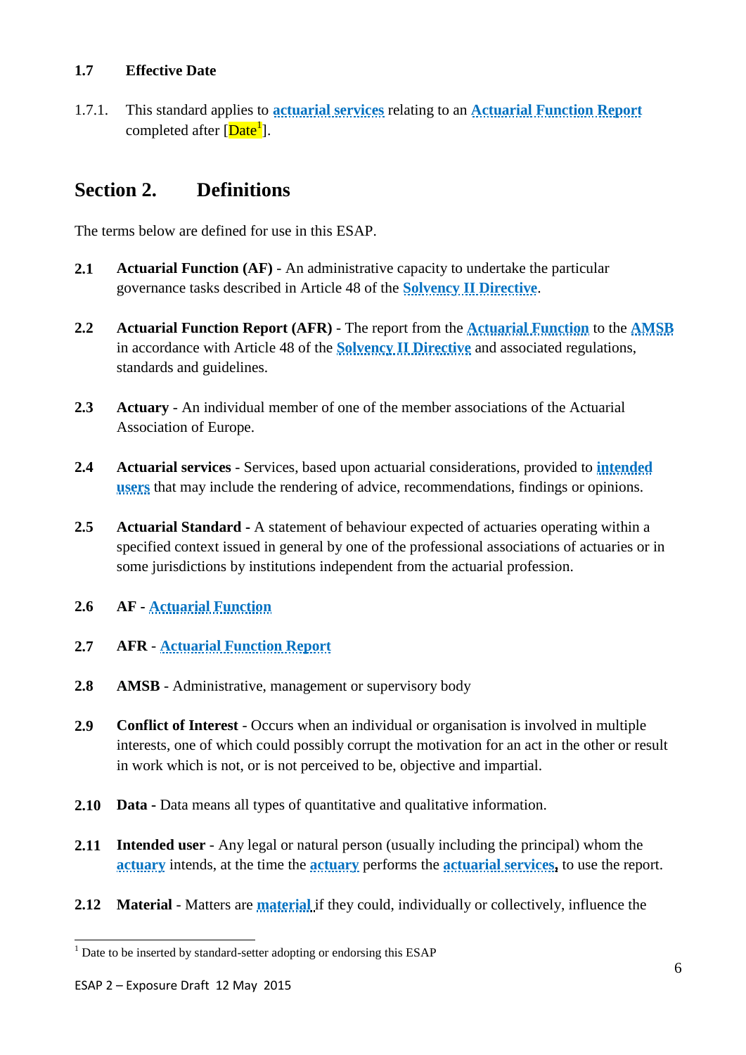### 1.7 Effective Date

1.7.1. This standard applies to **actuarial services** relating to an **Actuarial Function Report** completed after [Date[1]].

## Section 2. Definitions

The terms below are defined for use in this ESAP.

**2.1** **Actuarial Function (AF)** - An administrative capacity to undertake the particular governance tasks described in Article 48 of the **Solvency II Directive**.

**2.2** **Actuarial Function Report (AFR)** - The report from the **Actuarial Function** to the **AMSB** in accordance with Article 48 of the **Solvency II Directive** and associated regulations, standards and guidelines.

**2.3** **Actuary** - An individual member of one of the member associations of the Actuarial Association of Europe.

**2.4** **Actuarial services** - Services, based upon actuarial considerations, provided to **intended users** that may include the rendering of advice, recommendations, findings or opinions.

**2.5** **Actuarial Standard** - A statement of behaviour expected of actuaries operating within a specified context issued in general by one of the professional associations of actuaries or in some jurisdictions by institutions independent from the actuarial profession.

**2.6** **AF** - **Actuarial Function**

**2.7** **AFR** - **Actuarial Function Report**

**2.8** **AMSB** - Administrative, management or supervisory body

**2.9** **Conflict of Interest** - Occurs when an individual or organisation is involved in multiple interests, one of which could possibly corrupt the motivation for an act in the other or result in work which is not, or is not perceived to be, objective and impartial.

**2.10** **Data** - Data means all types of quantitative and qualitative information.

**2.11** **Intended user** - Any legal or natural person (usually including the principal) whom the **actuary** intends, at the time the **actuary** performs the **actuarial services**, to use the report.

**2.12** **Material** - Matters are **material** if they could, individually or collectively, influence the

[1] Date to be inserted by standard-setter adopting or endorsing this ESAP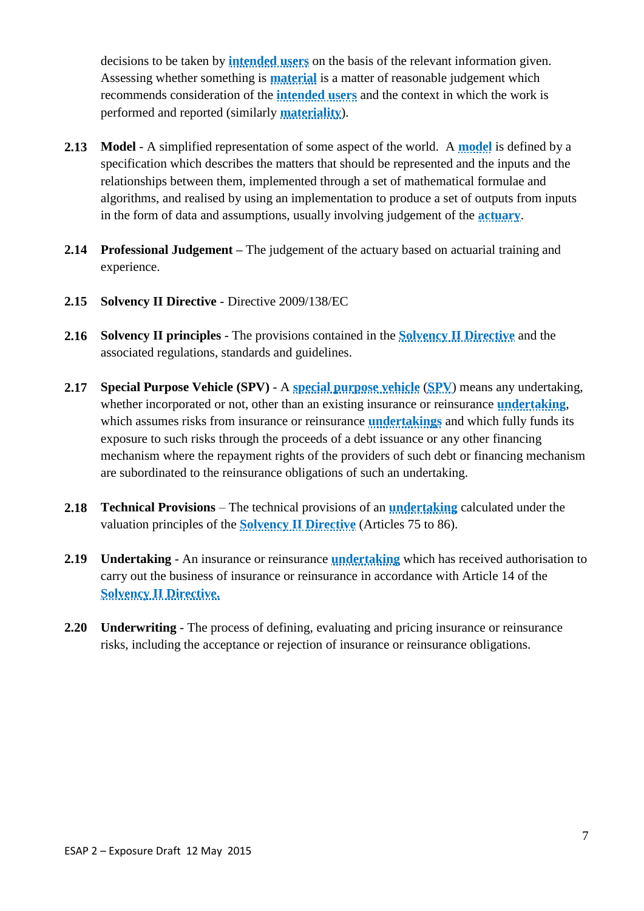decisions to be taken by intended users on the basis of the relevant information given. Assessing whether something is material is a matter of reasonable judgement which recommends consideration of the intended users and the context in which the work is performed and reported (similarly materiality).

**2.13** **Model** - A simplified representation of some aspect of the world. A model is defined by a specification which describes the matters that should be represented and the inputs and the relationships between them, implemented through a set of mathematical formulae and algorithms, and realised by using an implementation to produce a set of outputs from inputs in the form of data and assumptions, usually involving judgement of the actuary.

**2.14** **Professional Judgement** – The judgement of the actuary based on actuarial training and experience.

**2.15** **Solvency II Directive** - Directive 2009/138/EC

**2.16** **Solvency II principles** - The provisions contained in the Solvency II Directive and the associated regulations, standards and guidelines.

**2.17** **Special Purpose Vehicle (SPV)** - A special purpose vehicle (SPV) means any undertaking, whether incorporated or not, other than an existing insurance or reinsurance undertaking, which assumes risks from insurance or reinsurance undertakings and which fully funds its exposure to such risks through the proceeds of a debt issuance or any other financing mechanism where the repayment rights of the providers of such debt or financing mechanism are subordinated to the reinsurance obligations of such an undertaking.

**2.18** **Technical Provisions** – The technical provisions of an undertaking calculated under the valuation principles of the Solvency II Directive (Articles 75 to 86).

**2.19** **Undertaking** - An insurance or reinsurance undertaking which has received authorisation to carry out the business of insurance or reinsurance in accordance with Article 14 of the Solvency II Directive.

**2.20** **Underwriting** - The process of defining, evaluating and pricing insurance or reinsurance risks, including the acceptance or rejection of insurance or reinsurance obligations.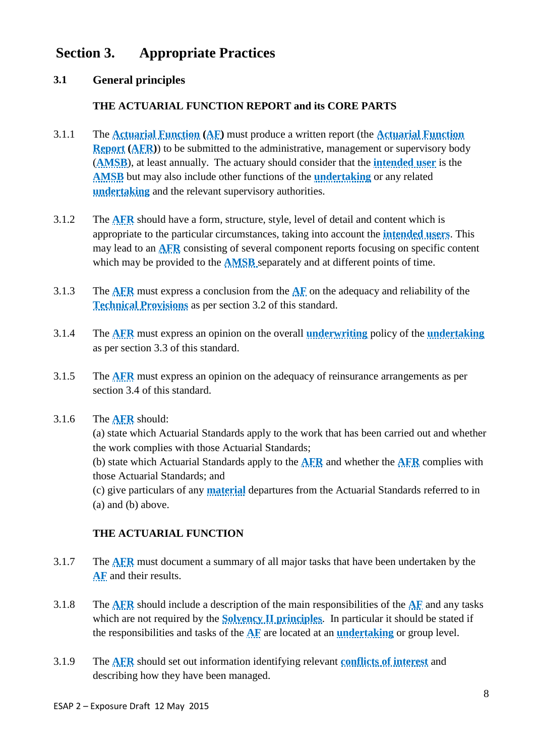# Section 3. Appropriate Practices

## 3.1 General principles

**THE ACTUARIAL FUNCTION REPORT and its CORE PARTS**

3.1.1 The **Actuarial Function** (**AF**) must produce a written report (the **Actuarial Function Report** (**AFR**)) to be submitted to the administrative, management or supervisory body (**AMSB**), at least annually. The actuary should consider that the **intended user** is the **AMSB** but may also include other functions of the **undertaking** or any related **undertaking** and the relevant supervisory authorities.

3.1.2 The **AFR** should have a form, structure, style, level of detail and content which is appropriate to the particular circumstances, taking into account the **intended users**. This may lead to an **AFR** consisting of several component reports focusing on specific content which may be provided to the **AMSB** separately and at different points of time.

3.1.3 The **AFR** must express a conclusion from the **AF** on the adequacy and reliability of the **Technical Provisions** as per section 3.2 of this standard.

3.1.4 The **AFR** must express an opinion on the overall **underwriting** policy of the **undertaking** as per section 3.3 of this standard.

3.1.5 The **AFR** must express an opinion on the adequacy of reinsurance arrangements as per section 3.4 of this standard.

3.1.6 The **AFR** should:
(a) state which Actuarial Standards apply to the work that has been carried out and whether the work complies with those Actuarial Standards;
(b) state which Actuarial Standards apply to the **AFR** and whether the **AFR** complies with those Actuarial Standards; and
(c) give particulars of any **material** departures from the Actuarial Standards referred to in (a) and (b) above.

**THE ACTUARIAL FUNCTION**

3.1.7 The **AFR** must document a summary of all major tasks that have been undertaken by the **AF** and their results.

3.1.8 The **AFR** should include a description of the main responsibilities of the **AF** and any tasks which are not required by the **Solvency II principles**. In particular it should be stated if the responsibilities and tasks of the **AF** are located at an **undertaking** or group level.

3.1.9 The **AFR** should set out information identifying relevant **conflicts of interest** and describing how they have been managed.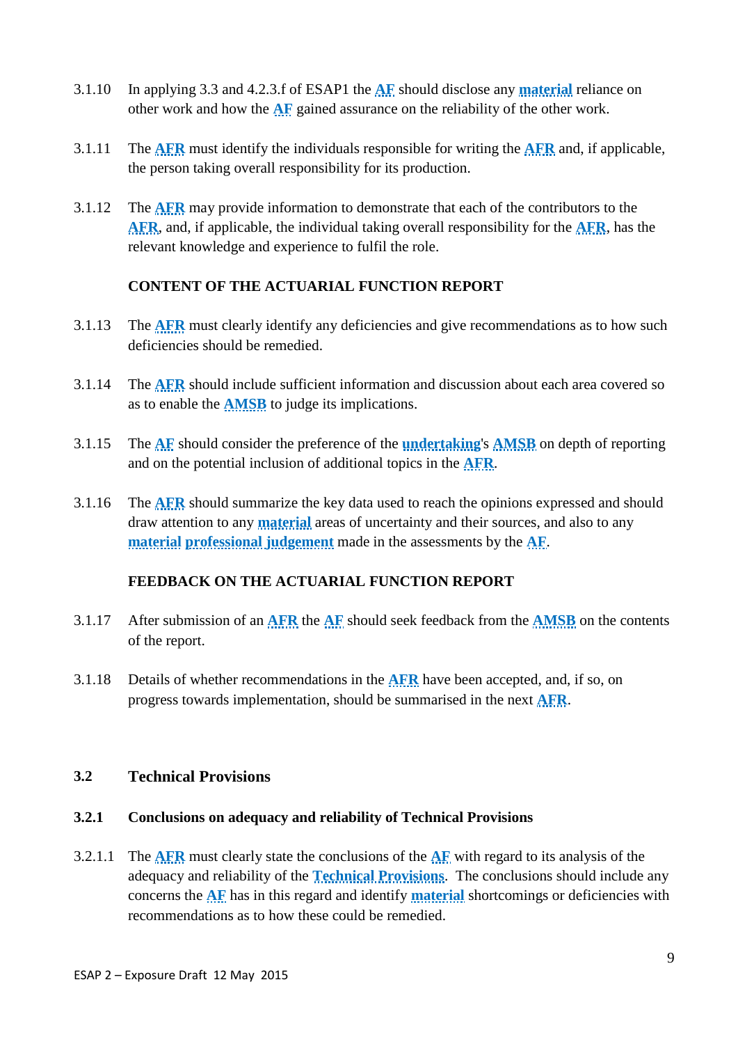3.1.10 In applying 3.3 and 4.2.3.f of ESAP1 the **AF** should disclose any **material** reliance on other work and how the **AF** gained assurance on the reliability of the other work.

3.1.11 The **AFR** must identify the individuals responsible for writing the **AFR** and, if applicable, the person taking overall responsibility for its production.

3.1.12 The **AFR** may provide information to demonstrate that each of the contributors to the **AFR**, and, if applicable, the individual taking overall responsibility for the **AFR**, has the relevant knowledge and experience to fulfil the role.

**CONTENT OF THE ACTUARIAL FUNCTION REPORT**

3.1.13 The **AFR** must clearly identify any deficiencies and give recommendations as to how such deficiencies should be remedied.

3.1.14 The **AFR** should include sufficient information and discussion about each area covered so as to enable the **AMSB** to judge its implications.

3.1.15 The **AF** should consider the preference of the **undertaking**'s **AMSB** on depth of reporting and on the potential inclusion of additional topics in the **AFR**.

3.1.16 The **AFR** should summarize the key data used to reach the opinions expressed and should draw attention to any **material** areas of uncertainty and their sources, and also to any **material professional judgement** made in the assessments by the **AF**.

**FEEDBACK ON THE ACTUARIAL FUNCTION REPORT**

3.1.17 After submission of an **AFR** the **AF** should seek feedback from the **AMSB** on the contents of the report.

3.1.18 Details of whether recommendations in the **AFR** have been accepted, and, if so, on progress towards implementation, should be summarised in the next **AFR**.

## 3.2 Technical Provisions

### 3.2.1 Conclusions on adequacy and reliability of Technical Provisions

3.2.1.1 The **AFR** must clearly state the conclusions of the **AF** with regard to its analysis of the adequacy and reliability of the **Technical Provisions**. The conclusions should include any concerns the **AF** has in this regard and identify **material** shortcomings or deficiencies with recommendations as to how these could be remedied.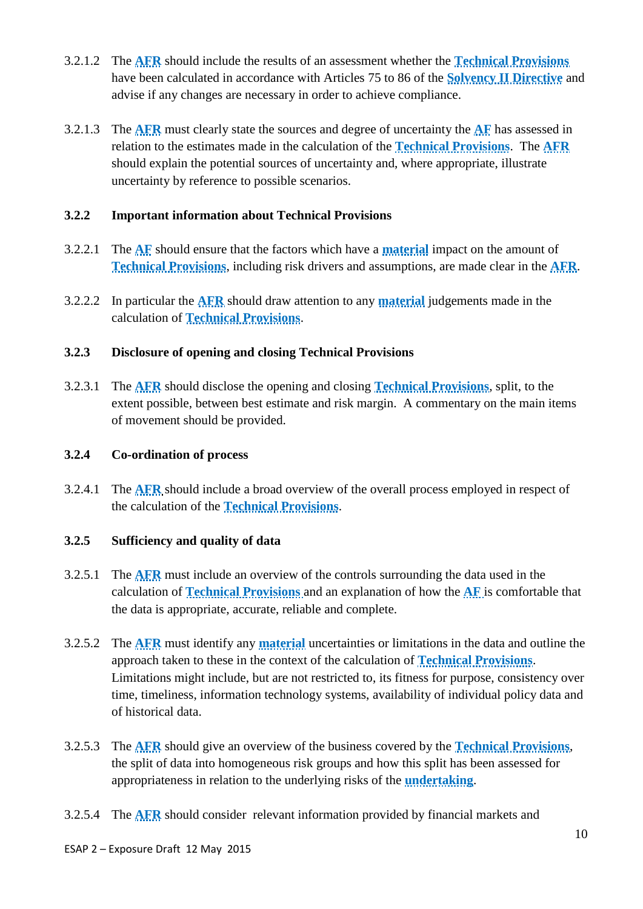3.2.1.2 The **AFR** should include the results of an assessment whether the **Technical Provisions** have been calculated in accordance with Articles 75 to 86 of the **Solvency II Directive** and advise if any changes are necessary in order to achieve compliance.

3.2.1.3 The **AFR** must clearly state the sources and degree of uncertainty the **AF** has assessed in relation to the estimates made in the calculation of the **Technical Provisions**. The **AFR** should explain the potential sources of uncertainty and, where appropriate, illustrate uncertainty by reference to possible scenarios.

### 3.2.2 Important information about Technical Provisions

3.2.2.1 The **AF** should ensure that the factors which have a **material** impact on the amount of **Technical Provisions**, including risk drivers and assumptions, are made clear in the **AFR**.

3.2.2.2 In particular the **AFR** should draw attention to any **material** judgements made in the calculation of **Technical Provisions**.

### 3.2.3 Disclosure of opening and closing Technical Provisions

3.2.3.1 The **AFR** should disclose the opening and closing **Technical Provisions**, split, to the extent possible, between best estimate and risk margin. A commentary on the main items of movement should be provided.

### 3.2.4 Co-ordination of process

3.2.4.1 The **AFR** should include a broad overview of the overall process employed in respect of the calculation of the **Technical Provisions**.

### 3.2.5 Sufficiency and quality of data

3.2.5.1 The **AFR** must include an overview of the controls surrounding the data used in the calculation of **Technical Provisions** and an explanation of how the **AF** is comfortable that the data is appropriate, accurate, reliable and complete.

3.2.5.2 The **AFR** must identify any **material** uncertainties or limitations in the data and outline the approach taken to these in the context of the calculation of **Technical Provisions**. Limitations might include, but are not restricted to, its fitness for purpose, consistency over time, timeliness, information technology systems, availability of individual policy data and of historical data.

3.2.5.3 The **AFR** should give an overview of the business covered by the **Technical Provisions**, the split of data into homogeneous risk groups and how this split has been assessed for appropriateness in relation to the underlying risks of the **undertaking**.

3.2.5.4 The **AFR** should consider relevant information provided by financial markets and

ESAP 2 – Exposure Draft 12 May 2015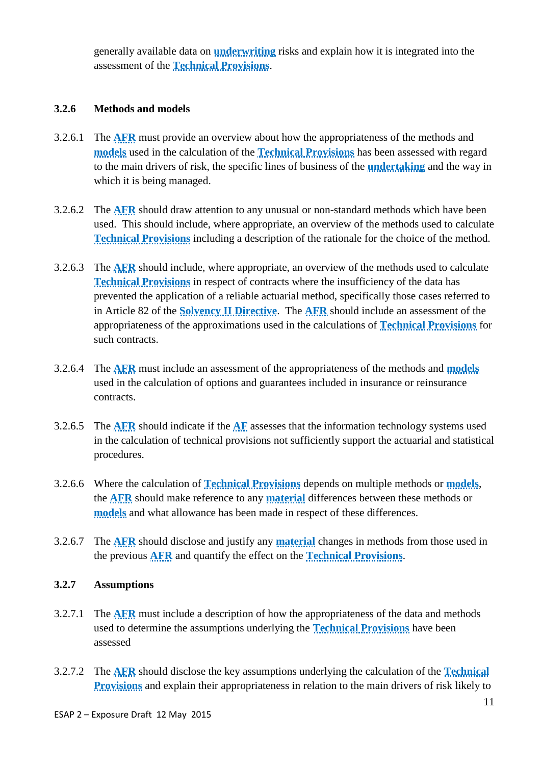generally available data on underwriting risks and explain how it is integrated into the assessment of the Technical Provisions.

### 3.2.6 Methods and models

3.2.6.1 The AFR must provide an overview about how the appropriateness of the methods and models used in the calculation of the Technical Provisions has been assessed with regard to the main drivers of risk, the specific lines of business of the undertaking and the way in which it is being managed.

3.2.6.2 The AFR should draw attention to any unusual or non-standard methods which have been used. This should include, where appropriate, an overview of the methods used to calculate Technical Provisions including a description of the rationale for the choice of the method.

3.2.6.3 The AFR should include, where appropriate, an overview of the methods used to calculate Technical Provisions in respect of contracts where the insufficiency of the data has prevented the application of a reliable actuarial method, specifically those cases referred to in Article 82 of the Solvency II Directive. The AFR should include an assessment of the appropriateness of the approximations used in the calculations of Technical Provisions for such contracts.

3.2.6.4 The AFR must include an assessment of the appropriateness of the methods and models used in the calculation of options and guarantees included in insurance or reinsurance contracts.

3.2.6.5 The AFR should indicate if the AF assesses that the information technology systems used in the calculation of technical provisions not sufficiently support the actuarial and statistical procedures.

3.2.6.6 Where the calculation of Technical Provisions depends on multiple methods or models, the AFR should make reference to any material differences between these methods or models and what allowance has been made in respect of these differences.

3.2.6.7 The AFR should disclose and justify any material changes in methods from those used in the previous AFR and quantify the effect on the Technical Provisions.

### 3.2.7 Assumptions

3.2.7.1 The AFR must include a description of how the appropriateness of the data and methods used to determine the assumptions underlying the Technical Provisions have been assessed

3.2.7.2 The AFR should disclose the key assumptions underlying the calculation of the Technical Provisions and explain their appropriateness in relation to the main drivers of risk likely to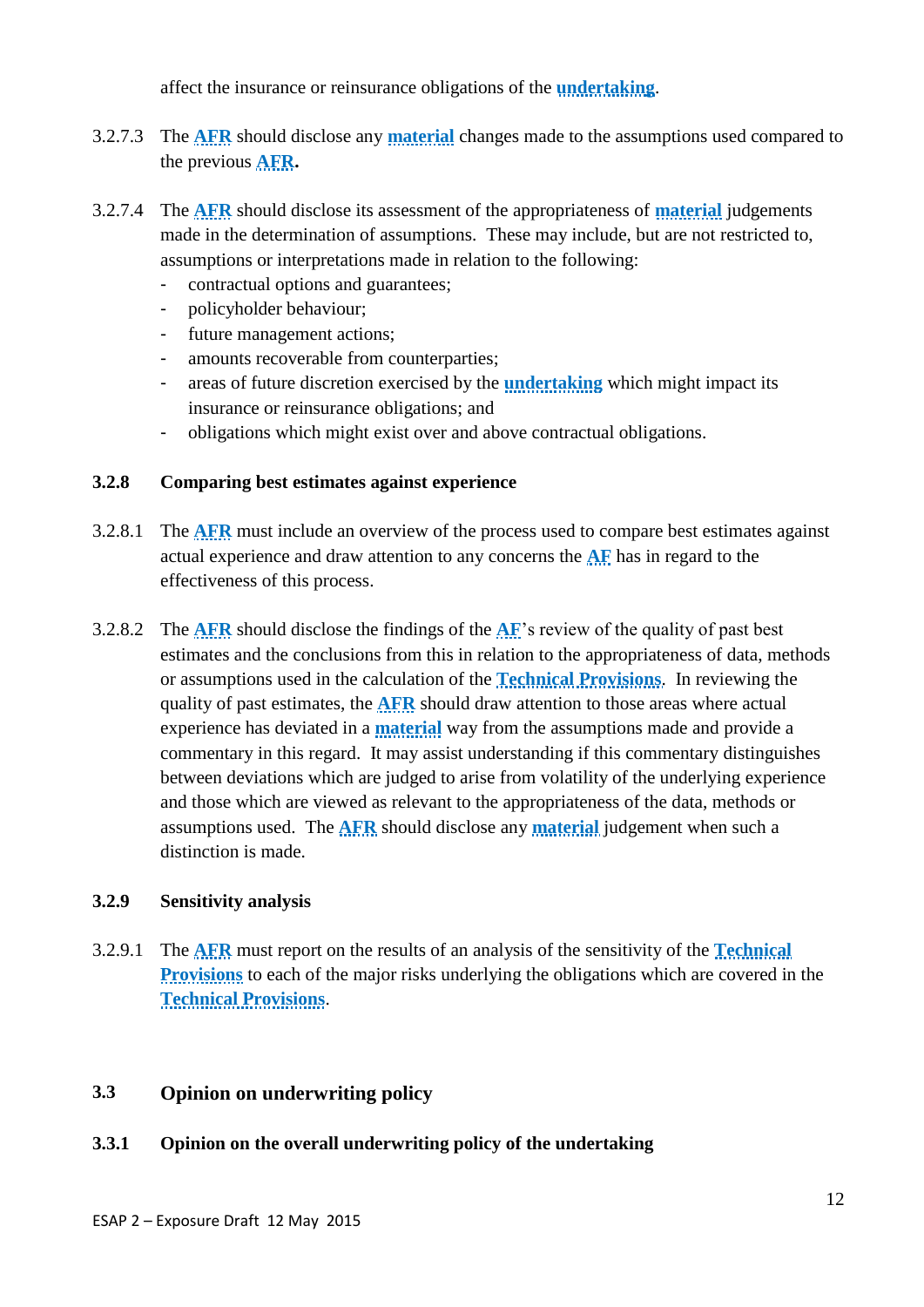affect the insurance or reinsurance obligations of the undertaking.

3.2.7.3 The AFR should disclose any material changes made to the assumptions used compared to the previous AFR.

3.2.7.4 The AFR should disclose its assessment of the appropriateness of material judgements made in the determination of assumptions. These may include, but are not restricted to, assumptions or interpretations made in relation to the following:

- contractual options and guarantees;
- policyholder behaviour;
- future management actions;
- amounts recoverable from counterparties;
- areas of future discretion exercised by the undertaking which might impact its insurance or reinsurance obligations; and
- obligations which might exist over and above contractual obligations.

### 3.2.8 Comparing best estimates against experience

3.2.8.1 The AFR must include an overview of the process used to compare best estimates against actual experience and draw attention to any concerns the AF has in regard to the effectiveness of this process.

3.2.8.2 The AFR should disclose the findings of the AF's review of the quality of past best estimates and the conclusions from this in relation to the appropriateness of data, methods or assumptions used in the calculation of the Technical Provisions. In reviewing the quality of past estimates, the AFR should draw attention to those areas where actual experience has deviated in a material way from the assumptions made and provide a commentary in this regard. It may assist understanding if this commentary distinguishes between deviations which are judged to arise from volatility of the underlying experience and those which are viewed as relevant to the appropriateness of the data, methods or assumptions used. The AFR should disclose any material judgement when such a distinction is made.

### 3.2.9 Sensitivity analysis

3.2.9.1 The AFR must report on the results of an analysis of the sensitivity of the Technical Provisions to each of the major risks underlying the obligations which are covered in the Technical Provisions.

## 3.3 Opinion on underwriting policy

### 3.3.1 Opinion on the overall underwriting policy of the undertaking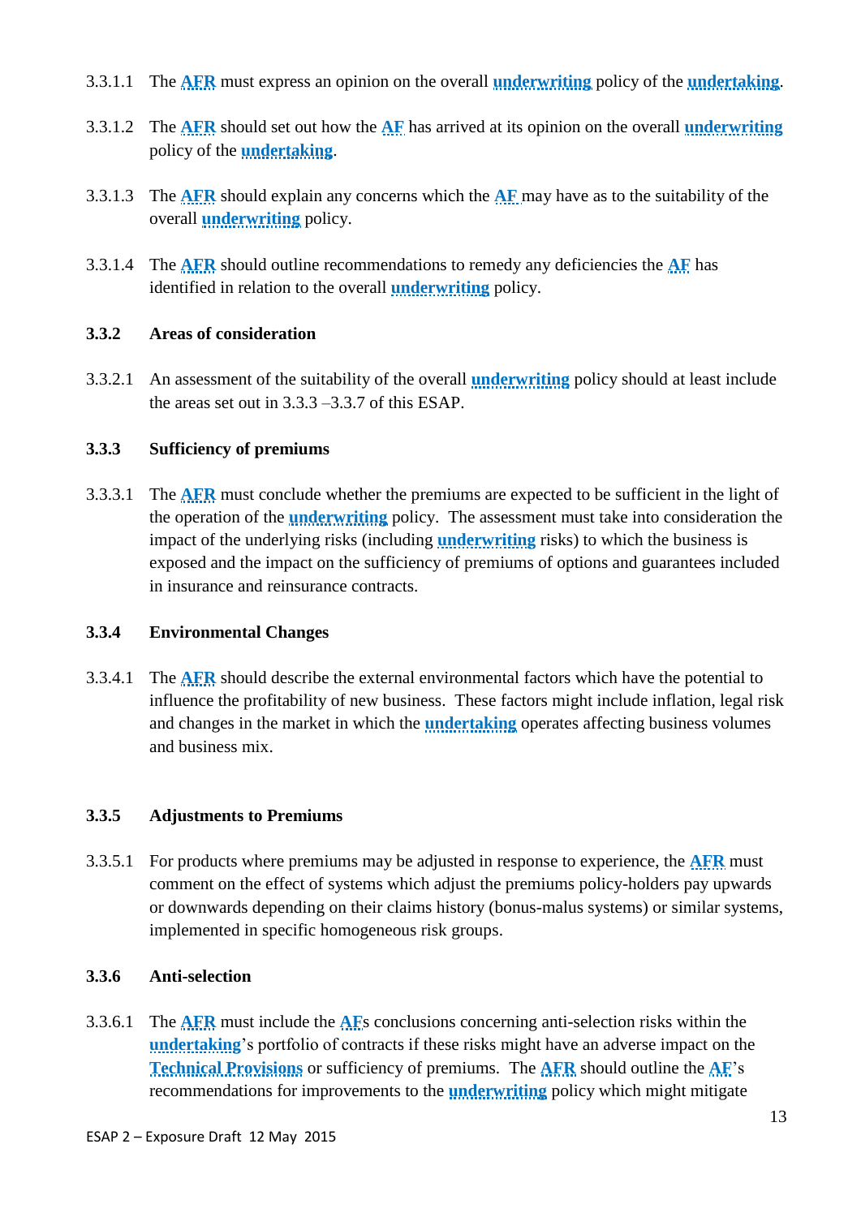3.3.1.1 The **AFR** must express an opinion on the overall **underwriting** policy of the **undertaking**.

3.3.1.2 The **AFR** should set out how the **AF** has arrived at its opinion on the overall **underwriting** policy of the **undertaking**.

3.3.1.3 The **AFR** should explain any concerns which the **AF** may have as to the suitability of the overall **underwriting** policy.

3.3.1.4 The **AFR** should outline recommendations to remedy any deficiencies the **AF** has identified in relation to the overall **underwriting** policy.

### 3.3.2 Areas of consideration

3.3.2.1 An assessment of the suitability of the overall **underwriting** policy should at least include the areas set out in 3.3.3 –3.3.7 of this ESAP.

### 3.3.3 Sufficiency of premiums

3.3.3.1 The **AFR** must conclude whether the premiums are expected to be sufficient in the light of the operation of the **underwriting** policy. The assessment must take into consideration the impact of the underlying risks (including **underwriting** risks) to which the business is exposed and the impact on the sufficiency of premiums of options and guarantees included in insurance and reinsurance contracts.

### 3.3.4 Environmental Changes

3.3.4.1 The **AFR** should describe the external environmental factors which have the potential to influence the profitability of new business. These factors might include inflation, legal risk and changes in the market in which the **undertaking** operates affecting business volumes and business mix.

### 3.3.5 Adjustments to Premiums

3.3.5.1 For products where premiums may be adjusted in response to experience, the **AFR** must comment on the effect of systems which adjust the premiums policy-holders pay upwards or downwards depending on their claims history (bonus-malus systems) or similar systems, implemented in specific homogeneous risk groups.

### 3.3.6 Anti-selection

3.3.6.1 The **AFR** must include the **AF**s conclusions concerning anti-selection risks within the **undertaking**'s portfolio of contracts if these risks might have an adverse impact on the **Technical Provisions** or sufficiency of premiums. The **AFR** should outline the **AF**'s recommendations for improvements to the **underwriting** policy which might mitigate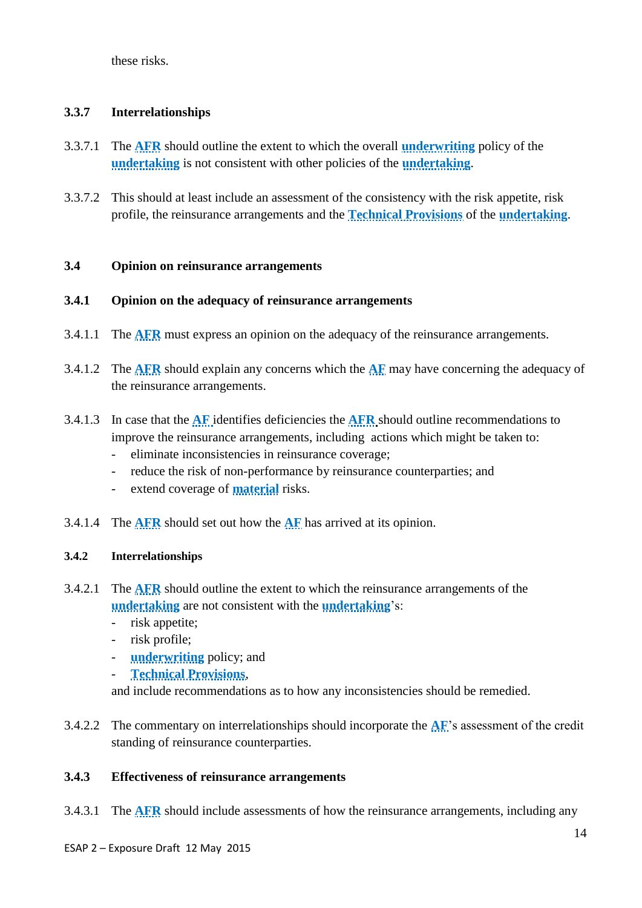these risks.

### 3.3.7 Interrelationships

3.3.7.1 The **AFR** should outline the extent to which the overall **underwriting** policy of the **undertaking** is not consistent with other policies of the **undertaking**.

3.3.7.2 This should at least include an assessment of the consistency with the risk appetite, risk profile, the reinsurance arrangements and the **Technical Provisions** of the **undertaking**.

## 3.4 Opinion on reinsurance arrangements

### 3.4.1 Opinion on the adequacy of reinsurance arrangements

3.4.1.1 The **AFR** must express an opinion on the adequacy of the reinsurance arrangements.

3.4.1.2 The **AFR** should explain any concerns which the **AF** may have concerning the adequacy of the reinsurance arrangements.

3.4.1.3 In case that the **AF** identifies deficiencies the **AFR** should outline recommendations to improve the reinsurance arrangements, including actions which might be taken to:

- eliminate inconsistencies in reinsurance coverage;
- reduce the risk of non-performance by reinsurance counterparties; and
- extend coverage of **material** risks.

3.4.1.4 The **AFR** should set out how the **AF** has arrived at its opinion.

### 3.4.2 Interrelationships

3.4.2.1 The **AFR** should outline the extent to which the reinsurance arrangements of the **undertaking** are not consistent with the **undertaking**'s:

- risk appetite;
- risk profile;
- **underwriting** policy; and
- **Technical Provisions**,

and include recommendations as to how any inconsistencies should be remedied.

3.4.2.2 The commentary on interrelationships should incorporate the **AF**'s assessment of the credit standing of reinsurance counterparties.

### 3.4.3 Effectiveness of reinsurance arrangements

3.4.3.1 The **AFR** should include assessments of how the reinsurance arrangements, including any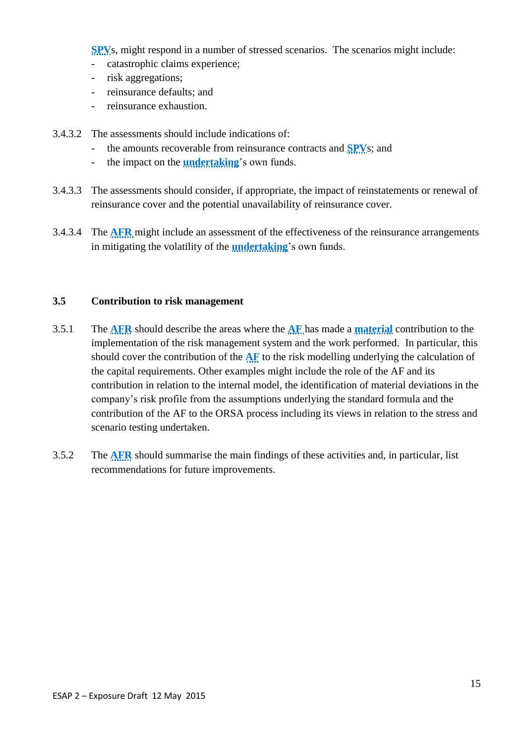SPVs, might respond in a number of stressed scenarios. The scenarios might include:

- catastrophic claims experience;
- risk aggregations;
- reinsurance defaults; and
- reinsurance exhaustion.

3.4.3.2 The assessments should include indications of:

- the amounts recoverable from reinsurance contracts and SPVs; and
- the impact on the undertaking's own funds.

3.4.3.3 The assessments should consider, if appropriate, the impact of reinstatements or renewal of reinsurance cover and the potential unavailability of reinsurance cover.

3.4.3.4 The AFR might include an assessment of the effectiveness of the reinsurance arrangements in mitigating the volatility of the undertaking's own funds.

### 3.5 Contribution to risk management

3.5.1 The AFR should describe the areas where the AF has made a material contribution to the implementation of the risk management system and the work performed. In particular, this should cover the contribution of the AF to the risk modelling underlying the calculation of the capital requirements. Other examples might include the role of the AF and its contribution in relation to the internal model, the identification of material deviations in the company's risk profile from the assumptions underlying the standard formula and the contribution of the AF to the ORSA process including its views in relation to the stress and scenario testing undertaken.

3.5.2 The AFR should summarise the main findings of these activities and, in particular, list recommendations for future improvements.